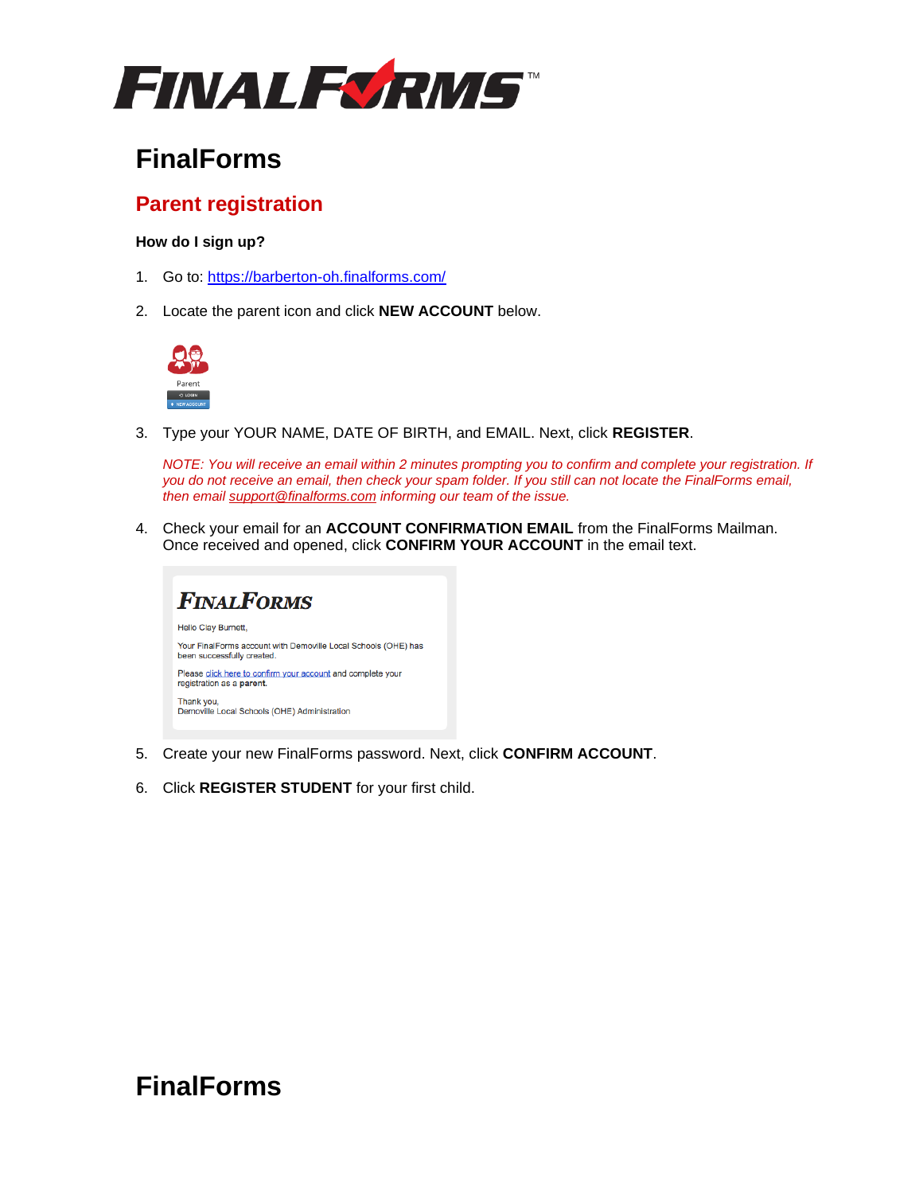# FinalForms

## Parent registration

**How do I sign up?**

1. Go to: https://barberton-oh.finalforms.com/
2. Locate the parent icon and click **NEW ACCOUNT** below.
3. Type your YOUR NAME, DATE OF BIRTH, and EMAIL. Next, click **REGISTER**.

   *NOTE: You will receive an email within 2 minutes prompting you to confirm and complete your registration. If you do not receive an email, then check your spam folder. If you still can not locate the FinalForms email, then email support@finalforms.com informing our team of the issue.*

4. Check your email for an **ACCOUNT CONFIRMATION EMAIL** from the FinalForms Mailman. Once received and opened, click **CONFIRM YOUR ACCOUNT** in the email text.
5. Create your new FinalForms password. Next, click **CONFIRM ACCOUNT**.
6. Click **REGISTER STUDENT** for your first child.

# FinalForms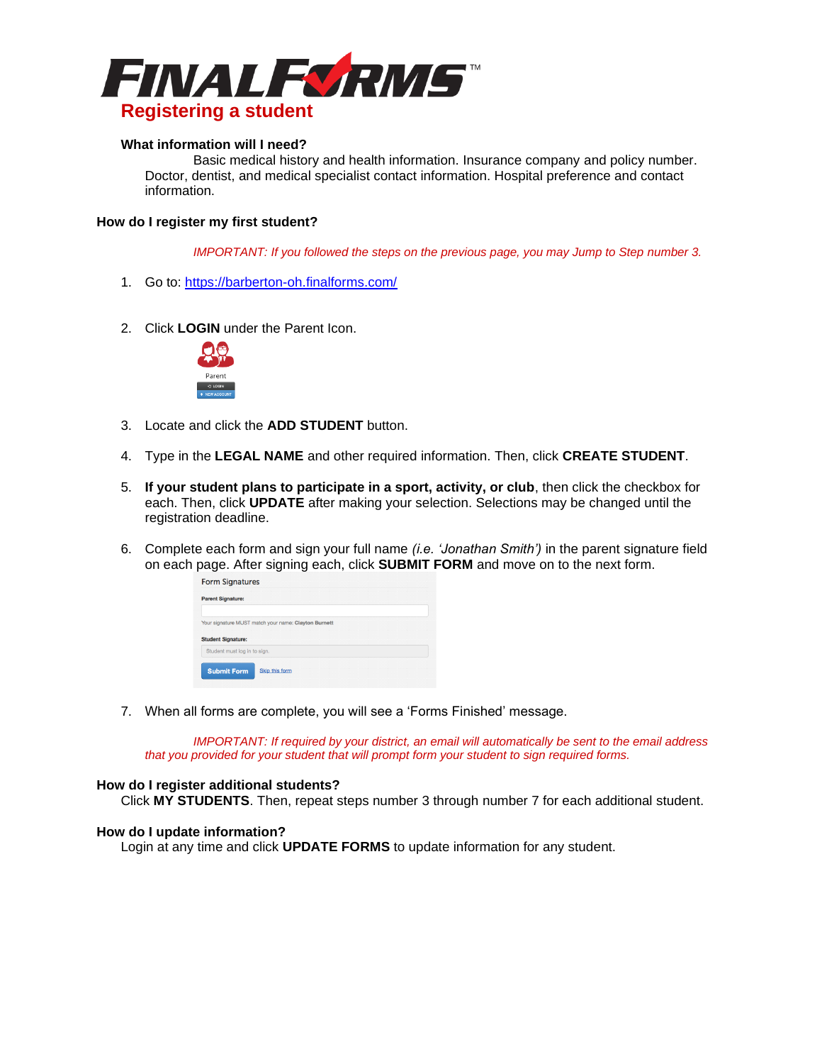# FINALFORMS™

## Registering a student

**What information will I need?**

Basic medical history and health information. Insurance company and policy number. Doctor, dentist, and medical specialist contact information. Hospital preference and contact information.

**How do I register my first student?**

*IMPORTANT: If you followed the steps on the previous page, you may Jump to Step number 3.*

1. Go to: https://barberton-oh.finalforms.com/

2. Click **LOGIN** under the Parent Icon.

3. Locate and click the **ADD STUDENT** button.

4. Type in the **LEGAL NAME** and other required information. Then, click **CREATE STUDENT**.

5. **If your student plans to participate in a sport, activity, or club**, then click the checkbox for each. Then, click **UPDATE** after making your selection. Selections may be changed until the registration deadline.

6. Complete each form and sign your full name *(i.e. 'Jonathan Smith')* in the parent signature field on each page. After signing each, click **SUBMIT FORM** and move on to the next form.

7. When all forms are complete, you will see a 'Forms Finished' message.

*IMPORTANT: If required by your district, an email will automatically be sent to the email address that you provided for your student that will prompt form your student to sign required forms.*

**How do I register additional students?**

Click **MY STUDENTS**. Then, repeat steps number 3 through number 7 for each additional student.

**How do I update information?**

Login at any time and click **UPDATE FORMS** to update information for any student.